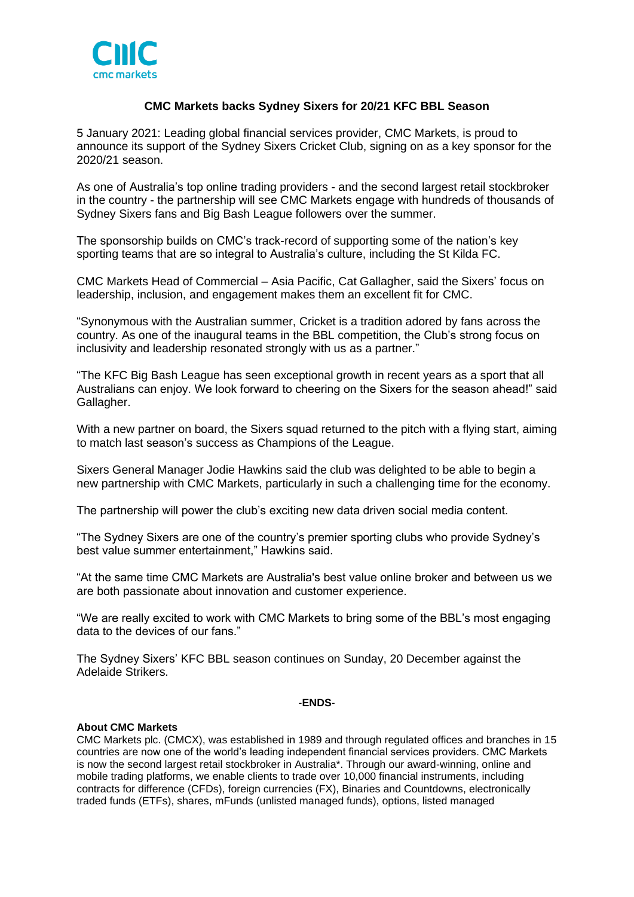# CMC Markets backs Sydney Sixers for 20/21 KFC BBL Season

5 January 2021: Leading global financial services provider, CMC Markets, is proud to announce its support of the Sydney Sixers Cricket Club, signing on as a key sponsor for the 2020/21 season.

As one of Australia's top online trading providers - and the second largest retail stockbroker in the country - the partnership will see CMC Markets engage with hundreds of thousands of Sydney Sixers fans and Big Bash League followers over the summer.

The sponsorship builds on CMC's track-record of supporting some of the nation's key sporting teams that are so integral to Australia's culture, including the St Kilda FC.

CMC Markets Head of Commercial – Asia Pacific, Cat Gallagher, said the Sixers' focus on leadership, inclusion, and engagement makes them an excellent fit for CMC.

"Synonymous with the Australian summer, Cricket is a tradition adored by fans across the country. As one of the inaugural teams in the BBL competition, the Club's strong focus on inclusivity and leadership resonated strongly with us as a partner."

"The KFC Big Bash League has seen exceptional growth in recent years as a sport that all Australians can enjoy. We look forward to cheering on the Sixers for the season ahead!" said Gallagher.

With a new partner on board, the Sixers squad returned to the pitch with a flying start, aiming to match last season's success as Champions of the League.

Sixers General Manager Jodie Hawkins said the club was delighted to be able to begin a new partnership with CMC Markets, particularly in such a challenging time for the economy.

The partnership will power the club's exciting new data driven social media content.

"The Sydney Sixers are one of the country's premier sporting clubs who provide Sydney's best value summer entertainment," Hawkins said.

"At the same time CMC Markets are Australia's best value online broker and between us we are both passionate about innovation and customer experience.

"We are really excited to work with CMC Markets to bring some of the BBL's most engaging data to the devices of our fans."

The Sydney Sixers' KFC BBL season continues on Sunday, 20 December against the Adelaide Strikers.

-**ENDS**-

**About CMC Markets**

CMC Markets plc. (CMCX), was established in 1989 and through regulated offices and branches in 15 countries are now one of the world's leading independent financial services providers. CMC Markets is now the second largest retail stockbroker in Australia*. Through our award-winning, online and mobile trading platforms, we enable clients to trade over 10,000 financial instruments, including contracts for difference (CFDs), foreign currencies (FX), Binaries and Countdowns, electronically traded funds (ETFs), shares, mFunds (unlisted managed funds), options, listed managed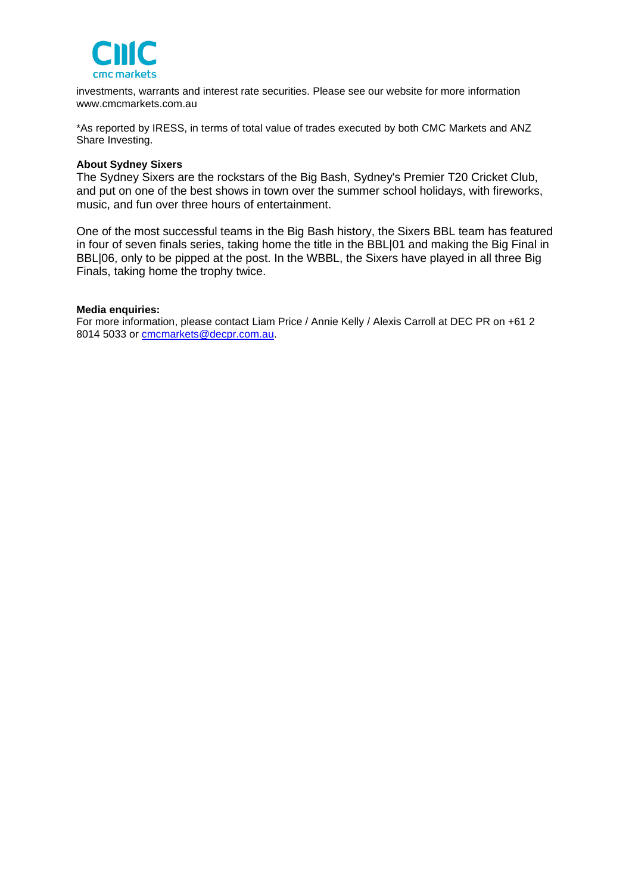investments, warrants and interest rate securities. Please see our website for more information www.cmcmarkets.com.au

*As reported by IRESS, in terms of total value of trades executed by both CMC Markets and ANZ Share Investing.

**About Sydney Sixers**

The Sydney Sixers are the rockstars of the Big Bash, Sydney's Premier T20 Cricket Club, and put on one of the best shows in town over the summer school holidays, with fireworks, music, and fun over three hours of entertainment.

One of the most successful teams in the Big Bash history, the Sixers BBL team has featured in four of seven finals series, taking home the title in the BBL|01 and making the Big Final in BBL|06, only to be pipped at the post. In the WBBL, the Sixers have played in all three Big Finals, taking home the trophy twice.

**Media enquiries:**

For more information, please contact Liam Price / Annie Kelly / Alexis Carroll at DEC PR on +61 2 8014 5033 or cmcmarkets@decpr.com.au.